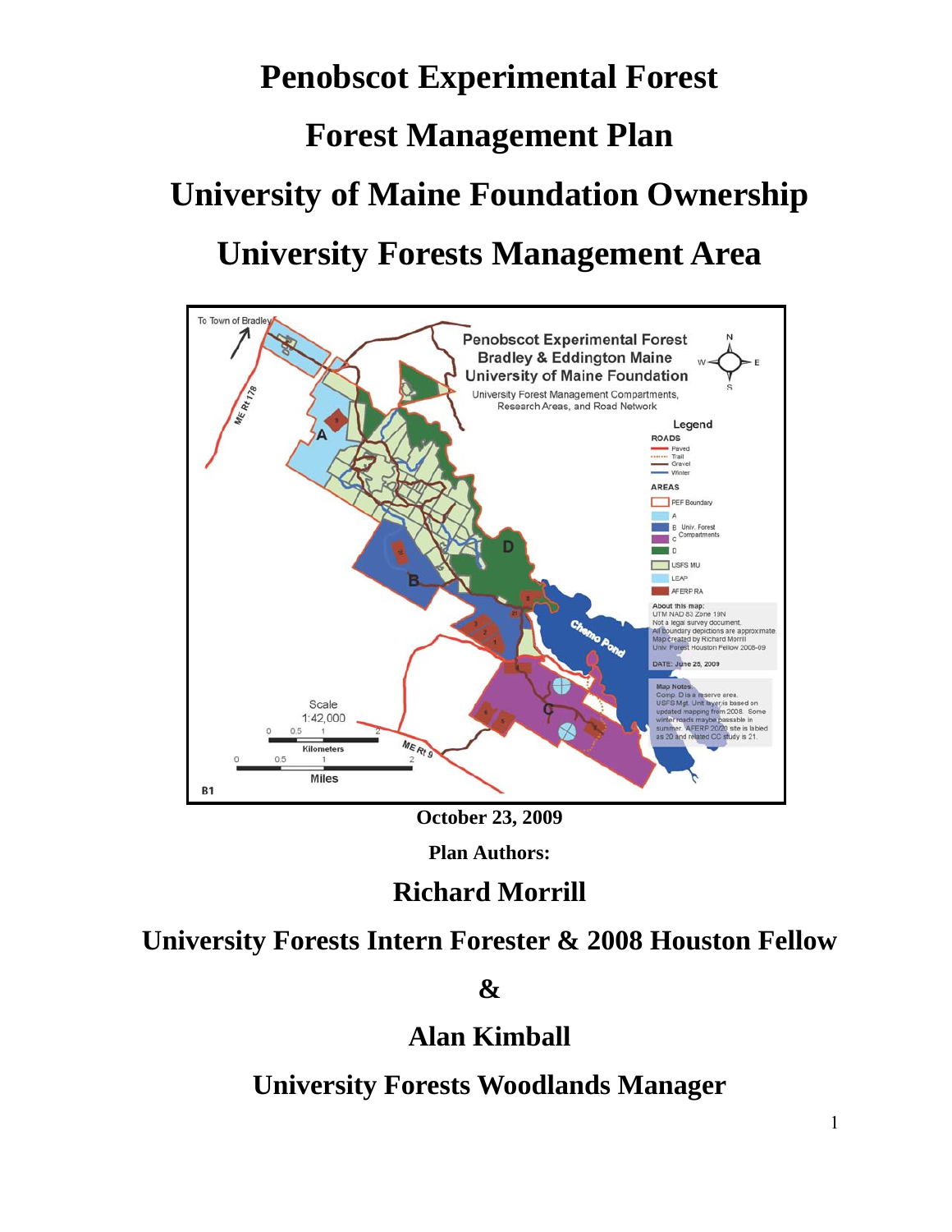# Penobscot Experimental Forest

# Forest Management Plan

# University of Maine Foundation Ownership

# University Forests Management Area

**October 23, 2009**

**Plan Authors:**

## Richard Morrill

## University Forests Intern Forester & 2008 Houston Fellow

## &

## Alan Kimball

## University Forests Woodlands Manager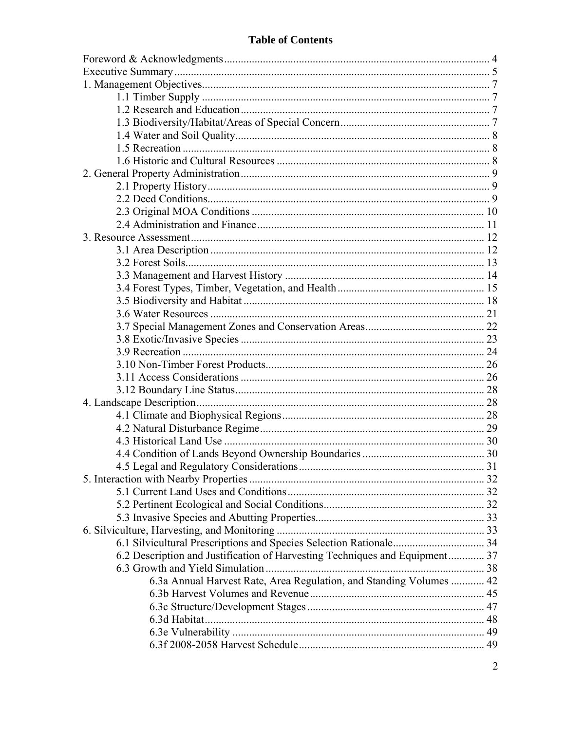# Table of Contents

Foreword & Acknowledgments .......... 4
Executive Summary .......... 5
1. Management Objectives .......... 7
    1.1 Timber Supply .......... 7
    1.2 Research and Education .......... 7
    1.3 Biodiversity/Habitat/Areas of Special Concern .......... 7
    1.4 Water and Soil Quality .......... 8
    1.5 Recreation .......... 8
    1.6 Historic and Cultural Resources .......... 8
2. General Property Administration .......... 9
    2.1 Property History .......... 9
    2.2 Deed Conditions .......... 9
    2.3 Original MOA Conditions .......... 10
    2.4 Administration and Finance .......... 11
3. Resource Assessment .......... 12
    3.1 Area Description .......... 12
    3.2 Forest Soils .......... 13
    3.3 Management and Harvest History .......... 14
    3.4 Forest Types, Timber, Vegetation, and Health .......... 15
    3.5 Biodiversity and Habitat .......... 18
    3.6 Water Resources .......... 21
    3.7 Special Management Zones and Conservation Areas .......... 22
    3.8 Exotic/Invasive Species .......... 23
    3.9 Recreation .......... 24
    3.10 Non-Timber Forest Products .......... 26
    3.11 Access Considerations .......... 26
    3.12 Boundary Line Status .......... 28
4. Landscape Description .......... 28
    4.1 Climate and Biophysical Regions .......... 28
    4.2 Natural Disturbance Regime .......... 29
    4.3 Historical Land Use .......... 30
    4.4 Condition of Lands Beyond Ownership Boundaries .......... 30
    4.5 Legal and Regulatory Considerations .......... 31
5. Interaction with Nearby Properties .......... 32
    5.1 Current Land Uses and Conditions .......... 32
    5.2 Pertinent Ecological and Social Conditions .......... 32
    5.3 Invasive Species and Abutting Properties .......... 33
6. Silviculture, Harvesting, and Monitoring .......... 33
    6.1 Silvicultural Prescriptions and Species Selection Rationale .......... 34
    6.2 Description and Justification of Harvesting Techniques and Equipment .......... 37
    6.3 Growth and Yield Simulation .......... 38
        6.3a Annual Harvest Rate, Area Regulation, and Standing Volumes .......... 42
        6.3b Harvest Volumes and Revenue .......... 45
        6.3c Structure/Development Stages .......... 47
        6.3d Habitat .......... 48
        6.3e Vulnerability .......... 49
        6.3f 2008-2058 Harvest Schedule .......... 49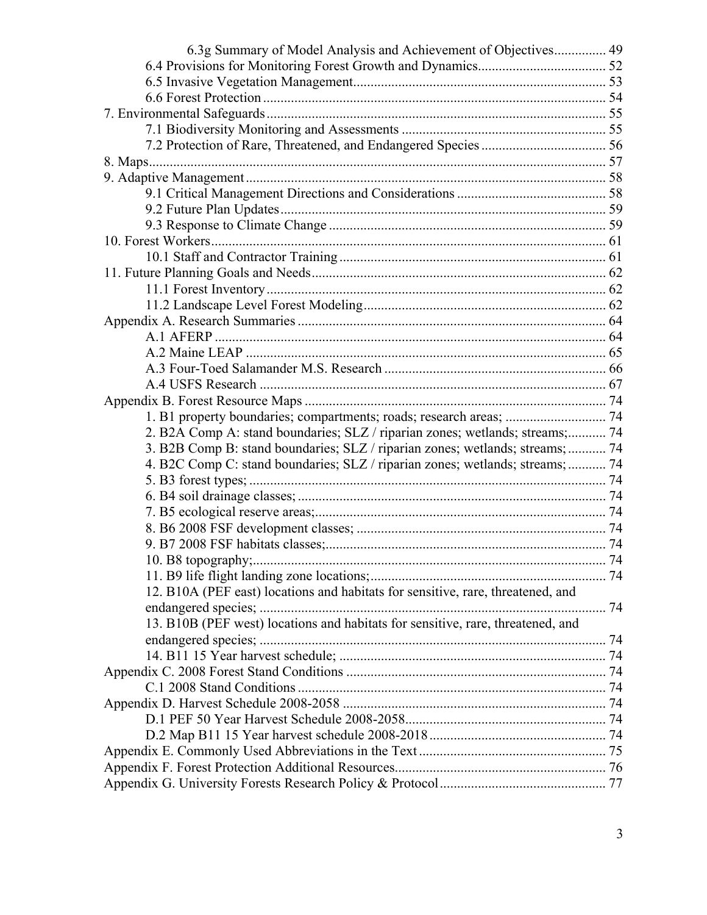6.3g Summary of Model Analysis and Achievement of Objectives............... 49
6.4 Provisions for Monitoring Forest Growth and Dynamics.................................... 52
6.5 Invasive Vegetation Management........................................................................ 53
6.6 Forest Protection .................................................................................................. 54
7. Environmental Safeguards.................................................................................................. 55
7.1 Biodiversity Monitoring and Assessments ........................................................... 55
7.2 Protection of Rare, Threatened, and Endangered Species .................................... 56
8. Maps.................................................................................................................................... 57
9. Adaptive Management........................................................................................................ 58
9.1 Critical Management Directions and Considerations ........................................... 58
9.2 Future Plan Updates.............................................................................................. 59
9.3 Response to Climate Change ................................................................................ 59
10. Forest Workers.................................................................................................................. 61
10.1 Staff and Contractor Training ............................................................................. 61
11. Future Planning Goals and Needs..................................................................................... 62
11.1 Forest Inventory .................................................................................................. 62
11.2 Landscape Level Forest Modeling....................................................................... 62
Appendix A. Research Summaries ......................................................................................... 64
A.1 AFERP .................................................................................................................. 64
A.2 Maine LEAP ......................................................................................................... 65
A.3 Four-Toed Salamander M.S. Research ................................................................ 66
A.4 USFS Research .................................................................................................... 67
Appendix B. Forest Resource Maps ....................................................................................... 74
1. B1 property boundaries; compartments; roads; research areas; ............................. 74
2. B2A Comp A: stand boundaries; SLZ / riparian zones; wetlands; streams;........... 74
3. B2B Comp B: stand boundaries; SLZ / riparian zones; wetlands; streams; ........... 74
4. B2C Comp C: stand boundaries; SLZ / riparian zones; wetlands; streams; ........... 74
5. B3 forest types; ....................................................................................................... 74
6. B4 soil drainage classes; ......................................................................................... 74
7. B5 ecological reserve areas;.................................................................................... 74
8. B6 2008 FSF development classes; ........................................................................ 74
9. B7 2008 FSF habitats classes;................................................................................. 74
10. B8 topography;...................................................................................................... 74
11. B9 life flight landing zone locations;.................................................................... 74
12. B10A (PEF east) locations and habitats for sensitive, rare, threatened, and endangered species; .................................................................................................... 74
13. B10B (PEF west) locations and habitats for sensitive, rare, threatened, and endangered species; .................................................................................................... 74
14. B11 15 Year harvest schedule; ............................................................................. 74
Appendix C. 2008 Forest Stand Conditions ........................................................................... 74
C.1 2008 Stand Conditions ......................................................................................... 74
Appendix D. Harvest Schedule 2008-2058 ............................................................................ 74
D.1 PEF 50 Year Harvest Schedule 2008-2058........................................................... 74
D.2 Map B11 15 Year harvest schedule 2008-2018 .................................................... 74
Appendix E. Commonly Used Abbreviations in the Text ...................................................... 75
Appendix F. Forest Protection Additional Resources............................................................. 76
Appendix G. University Forests Research Policy & Protocol ................................................ 77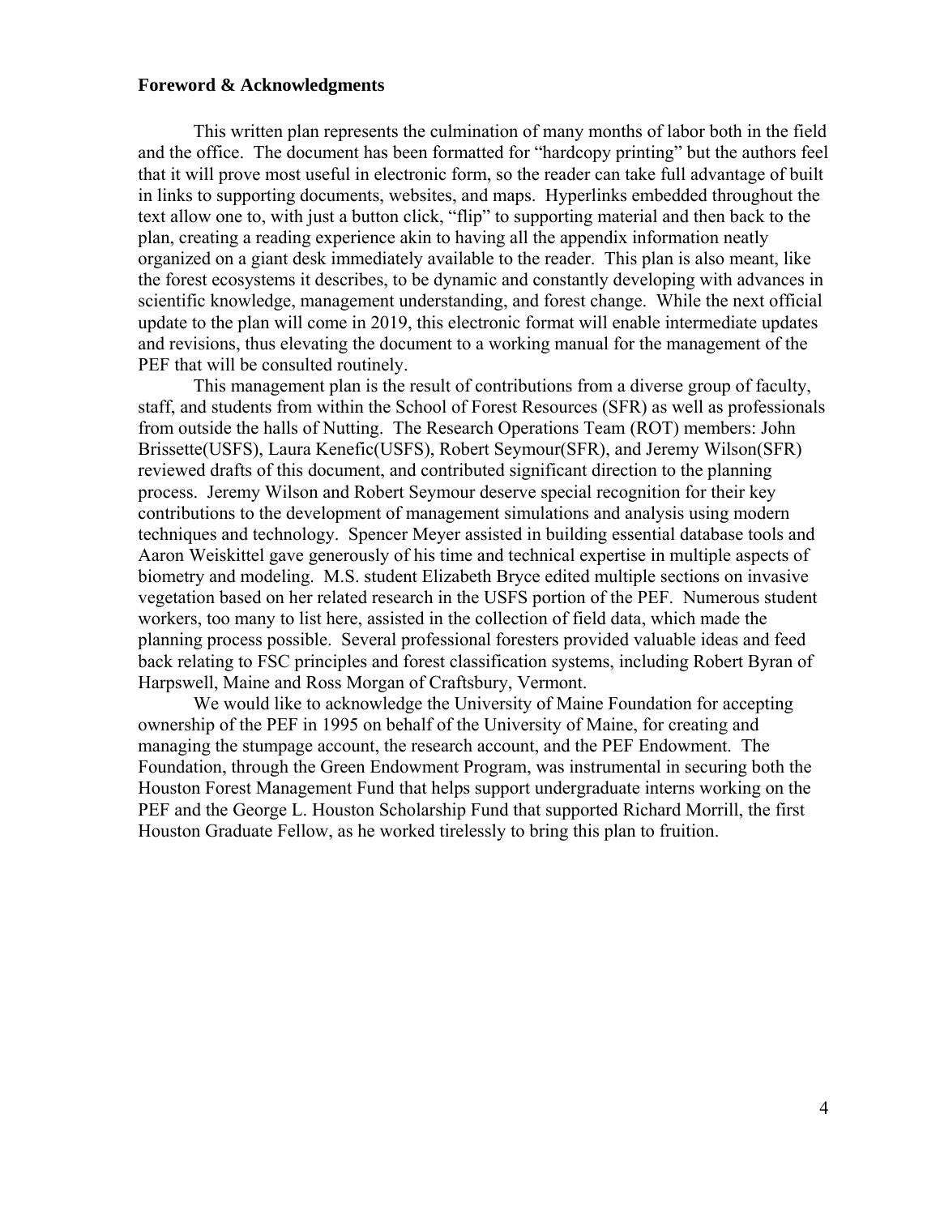### Foreword & Acknowledgments

This written plan represents the culmination of many months of labor both in the field and the office. The document has been formatted for "hardcopy printing" but the authors feel that it will prove most useful in electronic form, so the reader can take full advantage of built in links to supporting documents, websites, and maps. Hyperlinks embedded throughout the text allow one to, with just a button click, "flip" to supporting material and then back to the plan, creating a reading experience akin to having all the appendix information neatly organized on a giant desk immediately available to the reader. This plan is also meant, like the forest ecosystems it describes, to be dynamic and constantly developing with advances in scientific knowledge, management understanding, and forest change. While the next official update to the plan will come in 2019, this electronic format will enable intermediate updates and revisions, thus elevating the document to a working manual for the management of the PEF that will be consulted routinely.

This management plan is the result of contributions from a diverse group of faculty, staff, and students from within the School of Forest Resources (SFR) as well as professionals from outside the halls of Nutting. The Research Operations Team (ROT) members: John Brissette(USFS), Laura Kenefic(USFS), Robert Seymour(SFR), and Jeremy Wilson(SFR) reviewed drafts of this document, and contributed significant direction to the planning process. Jeremy Wilson and Robert Seymour deserve special recognition for their key contributions to the development of management simulations and analysis using modern techniques and technology. Spencer Meyer assisted in building essential database tools and Aaron Weiskittel gave generously of his time and technical expertise in multiple aspects of biometry and modeling. M.S. student Elizabeth Bryce edited multiple sections on invasive vegetation based on her related research in the USFS portion of the PEF. Numerous student workers, too many to list here, assisted in the collection of field data, which made the planning process possible. Several professional foresters provided valuable ideas and feed back relating to FSC principles and forest classification systems, including Robert Byran of Harpswell, Maine and Ross Morgan of Craftsbury, Vermont.

We would like to acknowledge the University of Maine Foundation for accepting ownership of the PEF in 1995 on behalf of the University of Maine, for creating and managing the stumpage account, the research account, and the PEF Endowment. The Foundation, through the Green Endowment Program, was instrumental in securing both the Houston Forest Management Fund that helps support undergraduate interns working on the PEF and the George L. Houston Scholarship Fund that supported Richard Morrill, the first Houston Graduate Fellow, as he worked tirelessly to bring this plan to fruition.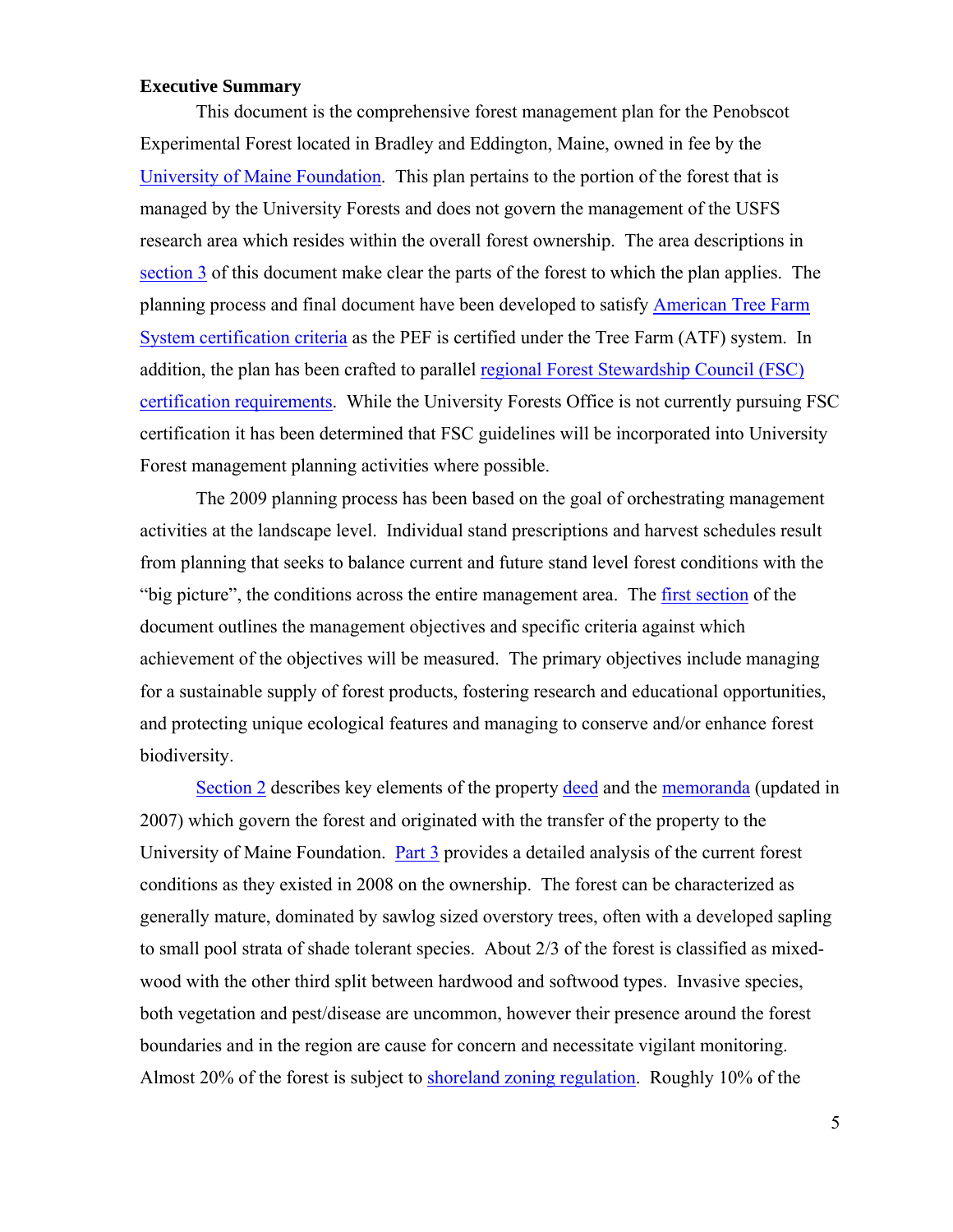**Executive Summary**

This document is the comprehensive forest management plan for the Penobscot Experimental Forest located in Bradley and Eddington, Maine, owned in fee by the University of Maine Foundation. This plan pertains to the portion of the forest that is managed by the University Forests and does not govern the management of the USFS research area which resides within the overall forest ownership. The area descriptions in section 3 of this document make clear the parts of the forest to which the plan applies. The planning process and final document have been developed to satisfy American Tree Farm System certification criteria as the PEF is certified under the Tree Farm (ATF) system. In addition, the plan has been crafted to parallel regional Forest Stewardship Council (FSC) certification requirements. While the University Forests Office is not currently pursuing FSC certification it has been determined that FSC guidelines will be incorporated into University Forest management planning activities where possible.

The 2009 planning process has been based on the goal of orchestrating management activities at the landscape level. Individual stand prescriptions and harvest schedules result from planning that seeks to balance current and future stand level forest conditions with the "big picture", the conditions across the entire management area. The first section of the document outlines the management objectives and specific criteria against which achievement of the objectives will be measured. The primary objectives include managing for a sustainable supply of forest products, fostering research and educational opportunities, and protecting unique ecological features and managing to conserve and/or enhance forest biodiversity.

Section 2 describes key elements of the property deed and the memoranda (updated in 2007) which govern the forest and originated with the transfer of the property to the University of Maine Foundation. Part 3 provides a detailed analysis of the current forest conditions as they existed in 2008 on the ownership. The forest can be characterized as generally mature, dominated by sawlog sized overstory trees, often with a developed sapling to small pool strata of shade tolerant species. About 2/3 of the forest is classified as mixed-wood with the other third split between hardwood and softwood types. Invasive species, both vegetation and pest/disease are uncommon, however their presence around the forest boundaries and in the region are cause for concern and necessitate vigilant monitoring. Almost 20% of the forest is subject to shoreland zoning regulation. Roughly 10% of the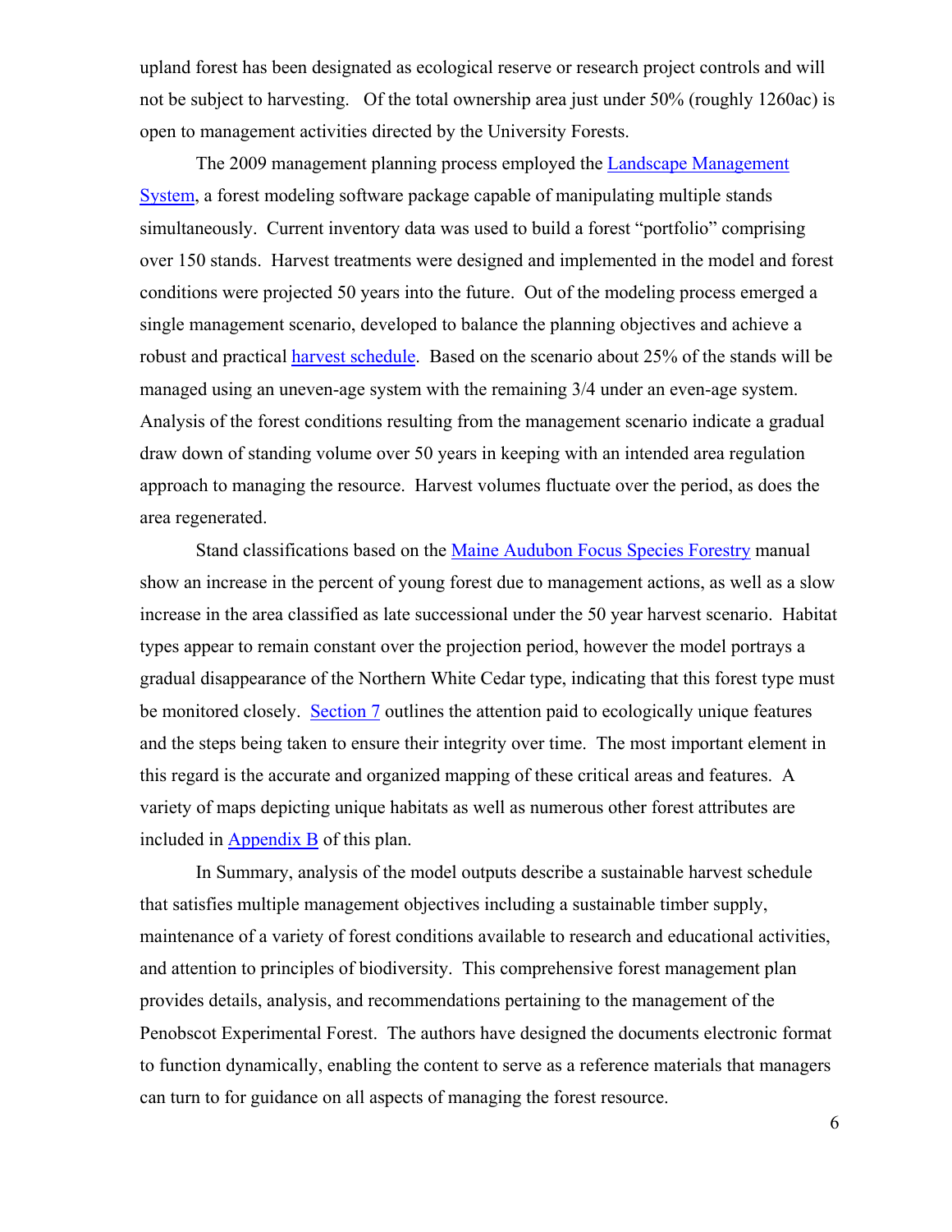upland forest has been designated as ecological reserve or research project controls and will not be subject to harvesting. Of the total ownership area just under 50% (roughly 1260ac) is open to management activities directed by the University Forests.

The 2009 management planning process employed the Landscape Management System, a forest modeling software package capable of manipulating multiple stands simultaneously. Current inventory data was used to build a forest "portfolio" comprising over 150 stands. Harvest treatments were designed and implemented in the model and forest conditions were projected 50 years into the future. Out of the modeling process emerged a single management scenario, developed to balance the planning objectives and achieve a robust and practical harvest schedule. Based on the scenario about 25% of the stands will be managed using an uneven-age system with the remaining 3/4 under an even-age system. Analysis of the forest conditions resulting from the management scenario indicate a gradual draw down of standing volume over 50 years in keeping with an intended area regulation approach to managing the resource. Harvest volumes fluctuate over the period, as does the area regenerated.

Stand classifications based on the Maine Audubon Focus Species Forestry manual show an increase in the percent of young forest due to management actions, as well as a slow increase in the area classified as late successional under the 50 year harvest scenario. Habitat types appear to remain constant over the projection period, however the model portrays a gradual disappearance of the Northern White Cedar type, indicating that this forest type must be monitored closely. Section 7 outlines the attention paid to ecologically unique features and the steps being taken to ensure their integrity over time. The most important element in this regard is the accurate and organized mapping of these critical areas and features. A variety of maps depicting unique habitats as well as numerous other forest attributes are included in Appendix B of this plan.

In Summary, analysis of the model outputs describe a sustainable harvest schedule that satisfies multiple management objectives including a sustainable timber supply, maintenance of a variety of forest conditions available to research and educational activities, and attention to principles of biodiversity. This comprehensive forest management plan provides details, analysis, and recommendations pertaining to the management of the Penobscot Experimental Forest. The authors have designed the documents electronic format to function dynamically, enabling the content to serve as a reference materials that managers can turn to for guidance on all aspects of managing the forest resource.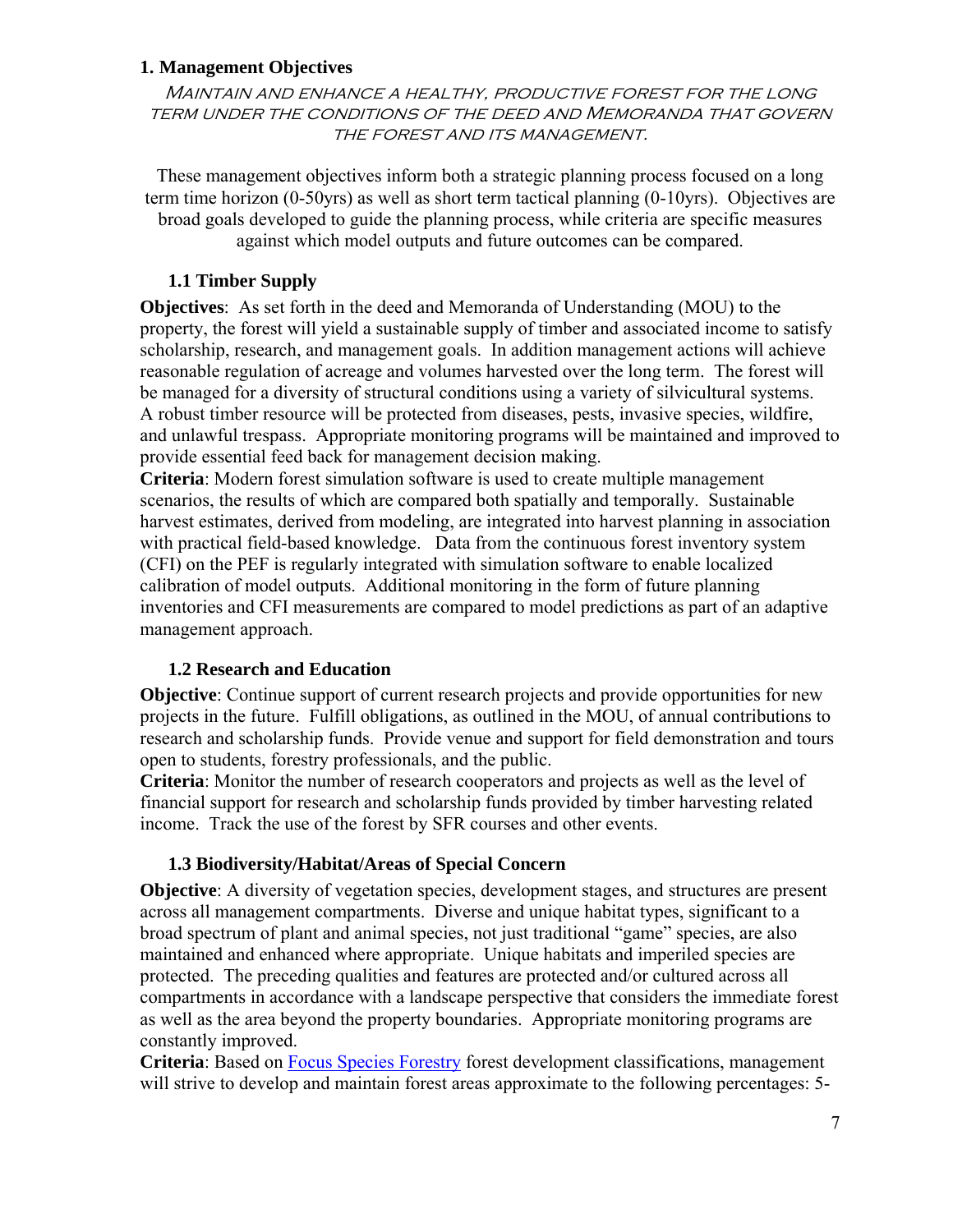## 1. Management Objectives

*Maintain and enhance a healthy, productive forest for the long term under the conditions of the deed and Memoranda that govern the forest and its management.*

These management objectives inform both a strategic planning process focused on a long term time horizon (0-50yrs) as well as short term tactical planning (0-10yrs). Objectives are broad goals developed to guide the planning process, while criteria are specific measures against which model outputs and future outcomes can be compared.

### 1.1 Timber Supply

**Objectives**: As set forth in the deed and Memoranda of Understanding (MOU) to the property, the forest will yield a sustainable supply of timber and associated income to satisfy scholarship, research, and management goals. In addition management actions will achieve reasonable regulation of acreage and volumes harvested over the long term. The forest will be managed for a diversity of structural conditions using a variety of silvicultural systems. A robust timber resource will be protected from diseases, pests, invasive species, wildfire, and unlawful trespass. Appropriate monitoring programs will be maintained and improved to provide essential feed back for management decision making.

**Criteria**: Modern forest simulation software is used to create multiple management scenarios, the results of which are compared both spatially and temporally. Sustainable harvest estimates, derived from modeling, are integrated into harvest planning in association with practical field-based knowledge. Data from the continuous forest inventory system (CFI) on the PEF is regularly integrated with simulation software to enable localized calibration of model outputs. Additional monitoring in the form of future planning inventories and CFI measurements are compared to model predictions as part of an adaptive management approach.

### 1.2 Research and Education

**Objective**: Continue support of current research projects and provide opportunities for new projects in the future. Fulfill obligations, as outlined in the MOU, of annual contributions to research and scholarship funds. Provide venue and support for field demonstration and tours open to students, forestry professionals, and the public.

**Criteria**: Monitor the number of research cooperators and projects as well as the level of financial support for research and scholarship funds provided by timber harvesting related income. Track the use of the forest by SFR courses and other events.

### 1.3 Biodiversity/Habitat/Areas of Special Concern

**Objective**: A diversity of vegetation species, development stages, and structures are present across all management compartments. Diverse and unique habitat types, significant to a broad spectrum of plant and animal species, not just traditional "game" species, are also maintained and enhanced where appropriate. Unique habitats and imperiled species are protected. The preceding qualities and features are protected and/or cultured across all compartments in accordance with a landscape perspective that considers the immediate forest as well as the area beyond the property boundaries. Appropriate monitoring programs are constantly improved.

**Criteria**: Based on Focus Species Forestry forest development classifications, management will strive to develop and maintain forest areas approximate to the following percentages: 5-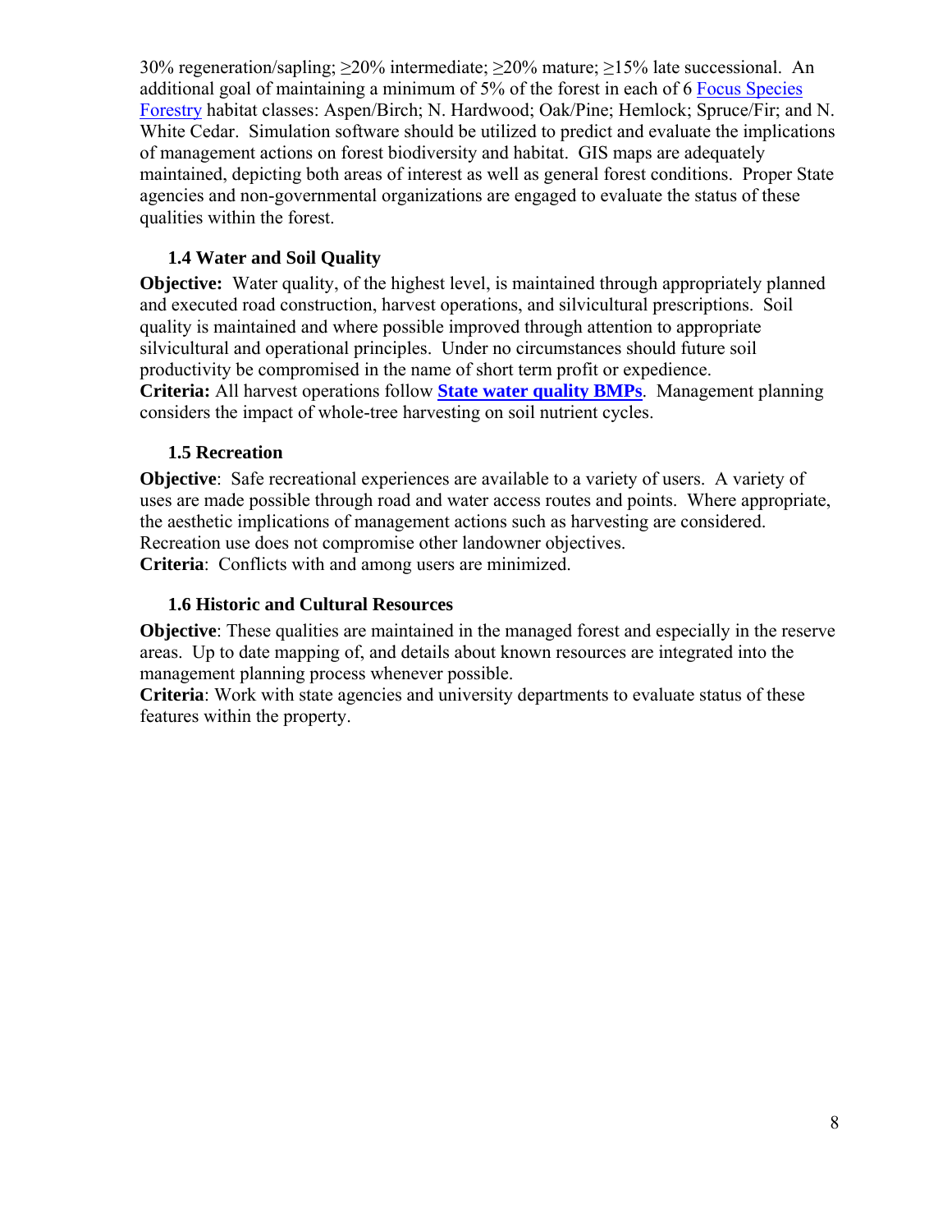30% regeneration/sapling; ≥20% intermediate; ≥20% mature; ≥15% late successional. An additional goal of maintaining a minimum of 5% of the forest in each of 6 Focus Species Forestry habitat classes: Aspen/Birch; N. Hardwood; Oak/Pine; Hemlock; Spruce/Fir; and N. White Cedar. Simulation software should be utilized to predict and evaluate the implications of management actions on forest biodiversity and habitat. GIS maps are adequately maintained, depicting both areas of interest as well as general forest conditions. Proper State agencies and non-governmental organizations are engaged to evaluate the status of these qualities within the forest.

### 1.4 Water and Soil Quality

**Objective:** Water quality, of the highest level, is maintained through appropriately planned and executed road construction, harvest operations, and silvicultural prescriptions. Soil quality is maintained and where possible improved through attention to appropriate silvicultural and operational principles. Under no circumstances should future soil productivity be compromised in the name of short term profit or expedience.
**Criteria:** All harvest operations follow **State water quality BMPs**. Management planning considers the impact of whole-tree harvesting on soil nutrient cycles.

### 1.5 Recreation

**Objective**: Safe recreational experiences are available to a variety of users. A variety of uses are made possible through road and water access routes and points. Where appropriate, the aesthetic implications of management actions such as harvesting are considered. Recreation use does not compromise other landowner objectives.
**Criteria**: Conflicts with and among users are minimized.

### 1.6 Historic and Cultural Resources

**Objective**: These qualities are maintained in the managed forest and especially in the reserve areas. Up to date mapping of, and details about known resources are integrated into the management planning process whenever possible.
**Criteria**: Work with state agencies and university departments to evaluate status of these features within the property.